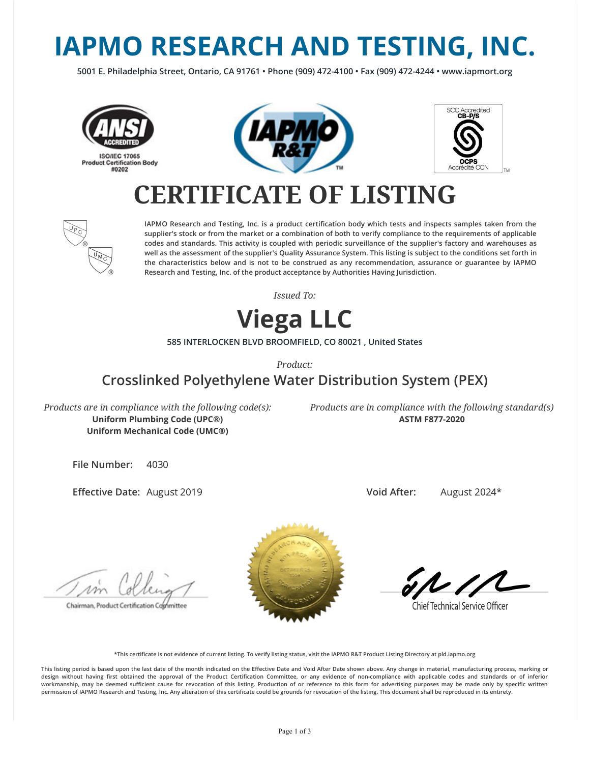# IAPMO RESEARCH AND TESTING, INC.

**5001 E. Philadelphia Street, Ontario, CA 91761 • Phone (909) 472-4100 • Fax (909) 472-4244 • www.iapmort.org**

ANSI ACCREDITED
ISO/IEC 17065
Product Certification Body
#0202

SCC Accredited
CB-P/S
OCPS
Accrédité CCN

# CERTIFICATE OF LISTING

IAPMO Research and Testing, Inc. is a product certification body which tests and inspects samples taken from the supplier's stock or from the market or a combination of both to verify compliance to the requirements of applicable codes and standards. This activity is coupled with periodic surveillance of the supplier's factory and warehouses as well as the assessment of the supplier's Quality Assurance System. This listing is subject to the conditions set forth in the characteristics below and is not to be construed as any recommendation, assurance or guarantee by IAPMO Research and Testing, Inc. of the product acceptance by Authorities Having Jurisdiction.

*Issued To:*

## Viega LLC

**585 INTERLOCKEN BLVD BROOMFIELD, CO 80021 , United States**

*Product:*

### Crosslinked Polyethylene Water Distribution System (PEX)

*Products are in compliance with the following code(s):*
**Uniform Plumbing Code (UPC®)**
**Uniform Mechanical Code (UMC®)**

*Products are in compliance with the following standard(s)*
**ASTM F877-2020**

**File Number:** 4030

**Effective Date:** August 2019

**Void After:** August 2024*

Chairman, Product Certification Committee

Chief Technical Service Officer

*This certificate is not evidence of current listing. To verify listing status, visit the IAPMO R&T Product Listing Directory at pld.iapmo.org

This listing period is based upon the last date of the month indicated on the Effective Date and Void After Date shown above. Any change in material, manufacturing process, marking or design without having first obtained the approval of the Product Certification Committee, or any evidence of non-compliance with applicable codes and standards or of inferior workmanship, may be deemed sufficient cause for revocation of this listing. Production of or reference to this form for advertising purposes may be made only by specific written permission of IAPMO Research and Testing, Inc. Any alteration of this certificate could be grounds for revocation of the listing. This document shall be reproduced in its entirety.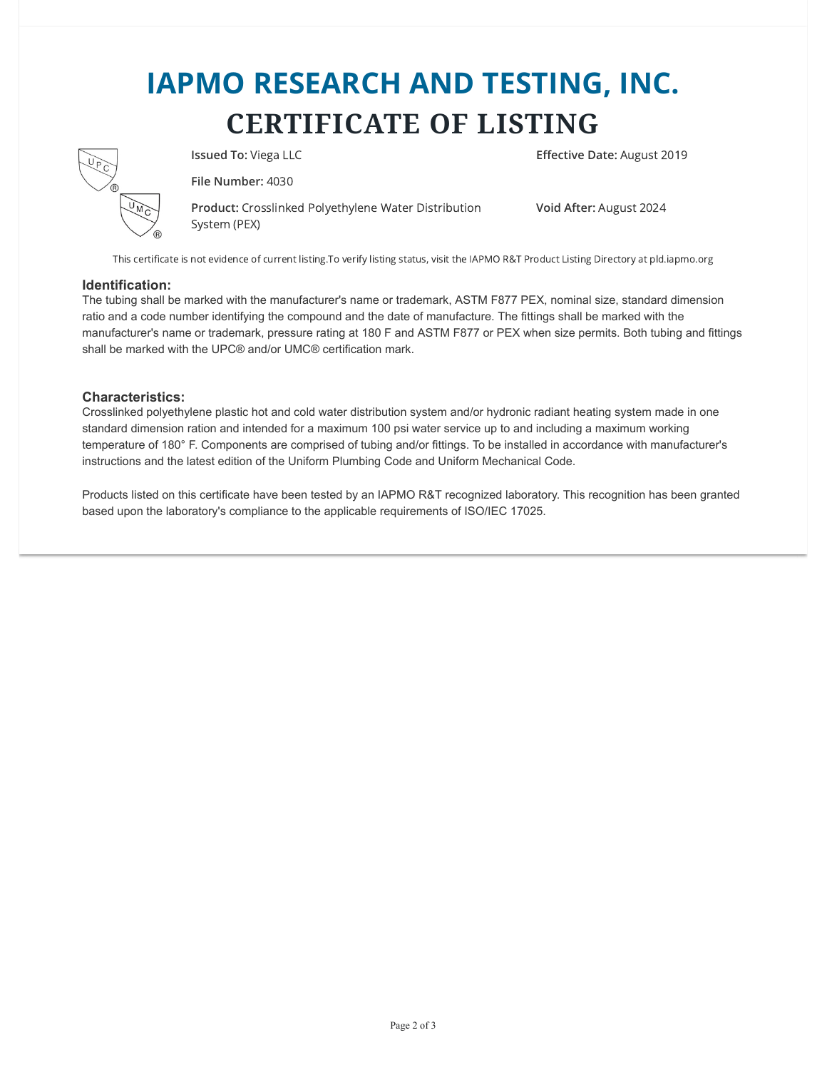# IAPMO RESEARCH AND TESTING, INC.

## CERTIFICATE OF LISTING

**Issued To:** Viega LLC

**Effective Date:** August 2019

**File Number:** 4030

**Product:** Crosslinked Polyethylene Water Distribution System (PEX)

**Void After:** August 2024

This certificate is not evidence of current listing.To verify listing status, visit the IAPMO R&T Product Listing Directory at pld.iapmo.org

### Identification:

The tubing shall be marked with the manufacturer's name or trademark, ASTM F877 PEX, nominal size, standard dimension ratio and a code number identifying the compound and the date of manufacture. The fittings shall be marked with the manufacturer's name or trademark, pressure rating at 180 F and ASTM F877 or PEX when size permits. Both tubing and fittings shall be marked with the UPC® and/or UMC® certification mark.

### Characteristics:

Crosslinked polyethylene plastic hot and cold water distribution system and/or hydronic radiant heating system made in one standard dimension ration and intended for a maximum 100 psi water service up to and including a maximum working temperature of 180° F. Components are comprised of tubing and/or fittings. To be installed in accordance with manufacturer's instructions and the latest edition of the Uniform Plumbing Code and Uniform Mechanical Code.

Products listed on this certificate have been tested by an IAPMO R&T recognized laboratory. This recognition has been granted based upon the laboratory's compliance to the applicable requirements of ISO/IEC 17025.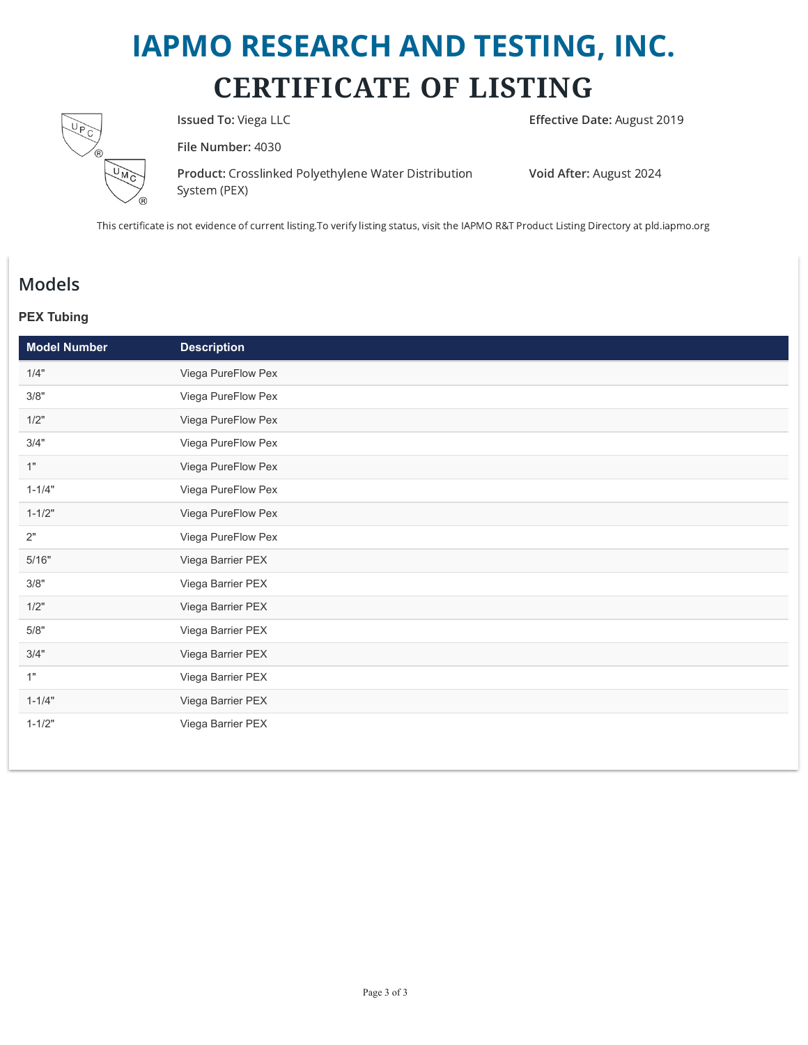# IAPMO RESEARCH AND TESTING, INC.

# CERTIFICATE OF LISTING

**Issued To:** Viega LLC

**Effective Date:** August 2019

**File Number:** 4030

**Product:** Crosslinked Polyethylene Water Distribution System (PEX)

**Void After:** August 2024

This certificate is not evidence of current listing.To verify listing status, visit the IAPMO R&T Product Listing Directory at pld.iapmo.org

## Models

### PEX Tubing

| Model Number | Description |
| --- | --- |
| 1/4" | Viega PureFlow Pex |
| 3/8" | Viega PureFlow Pex |
| 1/2" | Viega PureFlow Pex |
| 3/4" | Viega PureFlow Pex |
| 1" | Viega PureFlow Pex |
| 1-1/4" | Viega PureFlow Pex |
| 1-1/2" | Viega PureFlow Pex |
| 2" | Viega PureFlow Pex |
| 5/16" | Viega Barrier PEX |
| 3/8" | Viega Barrier PEX |
| 1/2" | Viega Barrier PEX |
| 5/8" | Viega Barrier PEX |
| 3/4" | Viega Barrier PEX |
| 1" | Viega Barrier PEX |
| 1-1/4" | Viega Barrier PEX |
| 1-1/2" | Viega Barrier PEX |